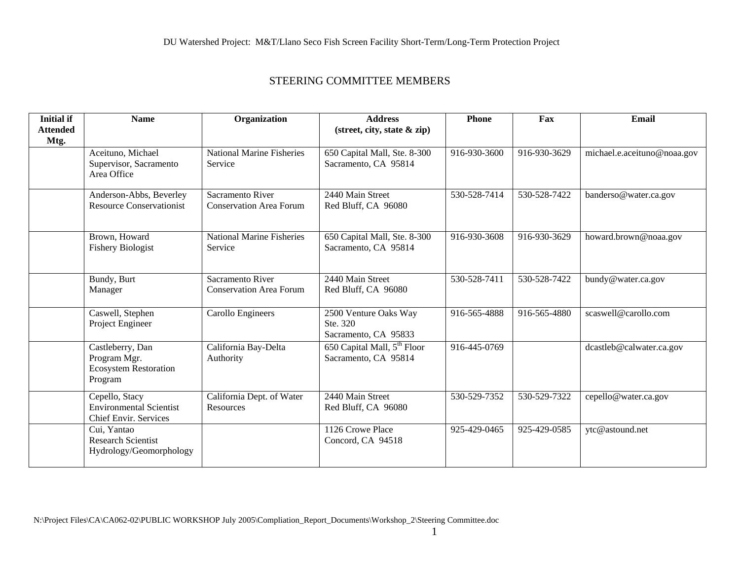DU Watershed Project: M&T/Llano Seco Fish Screen Facility Short-Term/Long-Term Protection Project

## STEERING COMMITTEE MEMBERS

| Initial if Attended Mtg. | Name | Organization | Address (street, city, state & zip) | Phone | Fax | Email |
|---|---|---|---|---|---|---|
| | Aceituno, Michael<br>Supervisor, Sacramento Area Office | National Marine Fisheries Service | 650 Capital Mall, Ste. 8-300<br>Sacramento, CA 95814 | 916-930-3600 | 916-930-3629 | michael.e.aceituno@noaa.gov |
| | Anderson-Abbs, Beverley<br>Resource Conservationist | Sacramento River Conservation Area Forum | 2440 Main Street<br>Red Bluff, CA 96080 | 530-528-7414 | 530-528-7422 | banderso@water.ca.gov |
| | Brown, Howard<br>Fishery Biologist | National Marine Fisheries Service | 650 Capital Mall, Ste. 8-300<br>Sacramento, CA 95814 | 916-930-3608 | 916-930-3629 | howard.brown@noaa.gov |
| | Bundy, Burt<br>Manager | Sacramento River Conservation Area Forum | 2440 Main Street<br>Red Bluff, CA 96080 | 530-528-7411 | 530-528-7422 | bundy@water.ca.gov |
| | Caswell, Stephen<br>Project Engineer | Carollo Engineers | 2500 Venture Oaks Way<br>Ste. 320<br>Sacramento, CA 95833 | 916-565-4888 | 916-565-4880 | scaswell@carollo.com |
| | Castleberry, Dan<br>Program Mgr.<br>Ecosystem Restoration Program | California Bay-Delta Authority | 650 Capital Mall, 5th Floor<br>Sacramento, CA 95814 | 916-445-0769 | | dcastleb@calwater.ca.gov |
| | Cepello, Stacy<br>Environmental Scientist<br>Chief Envir. Services | California Dept. of Water Resources | 2440 Main Street<br>Red Bluff, CA 96080 | 530-529-7352 | 530-529-7322 | cepello@water.ca.gov |
| | Cui, Yantao<br>Research Scientist<br>Hydrology/Geomorphology | | 1126 Crowe Place<br>Concord, CA 94518 | 925-429-0465 | 925-429-0585 | ytc@astound.net |

N:\Project Files\CA\CA062-02\PUBLIC WORKSHOP July 2005\Compliation_Report_Documents\Workshop_2\Steering Committee.doc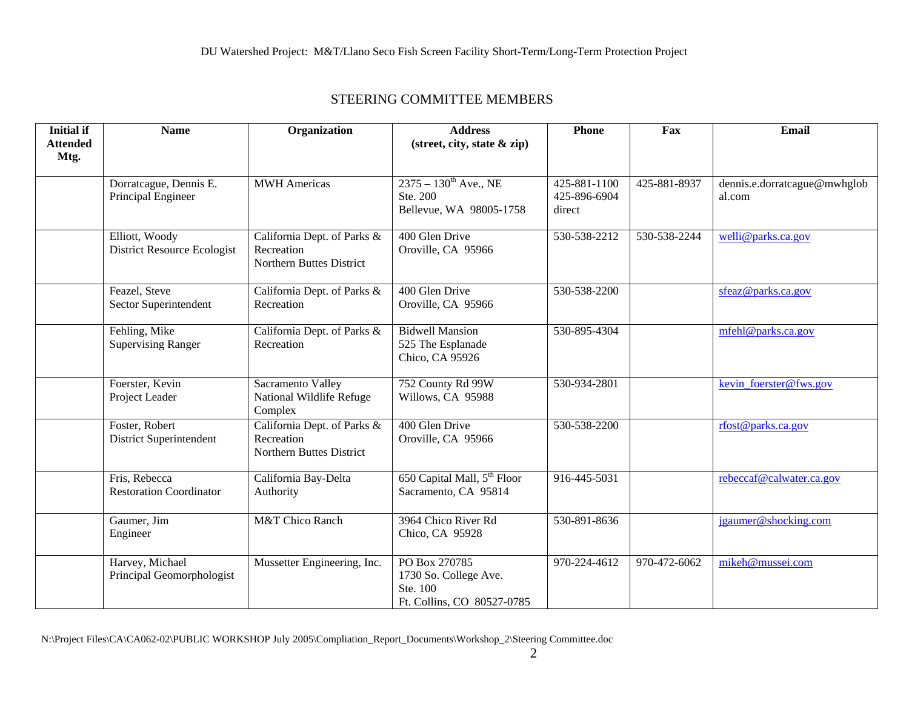## STEERING COMMITTEE MEMBERS

| Initial if Attended Mtg. | Name | Organization | Address (street, city, state & zip) | Phone | Fax | Email |
|---|---|---|---|---|---|---|
| | Dorratcague, Dennis E. Principal Engineer | MWH Americas | 2375 – 130th Ave., NE Ste. 200 Bellevue, WA 98005-1758 | 425-881-1100 425-896-6904 direct | 425-881-8937 | dennis.e.dorratcague@mwhglobal.com |
| | Elliott, Woody District Resource Ecologist | California Dept. of Parks & Recreation Northern Buttes District | 400 Glen Drive Oroville, CA 95966 | 530-538-2212 | 530-538-2244 | welli@parks.ca.gov |
| | Feazel, Steve Sector Superintendent | California Dept. of Parks & Recreation | 400 Glen Drive Oroville, CA 95966 | 530-538-2200 | | sfeaz@parks.ca.gov |
| | Fehling, Mike Supervising Ranger | California Dept. of Parks & Recreation | Bidwell Mansion 525 The Esplanade Chico, CA 95926 | 530-895-4304 | | mfehl@parks.ca.gov |
| | Foerster, Kevin Project Leader | Sacramento Valley National Wildlife Refuge Complex | 752 County Rd 99W Willows, CA 95988 | 530-934-2801 | | kevin_foerster@fws.gov |
| | Foster, Robert District Superintendent | California Dept. of Parks & Recreation Northern Buttes District | 400 Glen Drive Oroville, CA 95966 | 530-538-2200 | | rfost@parks.ca.gov |
| | Fris, Rebecca Restoration Coordinator | California Bay-Delta Authority | 650 Capital Mall, 5th Floor Sacramento, CA 95814 | 916-445-5031 | | rebeccaf@calwater.ca.gov |
| | Gaumer, Jim Engineer | M&T Chico Ranch | 3964 Chico River Rd Chico, CA 95928 | 530-891-8636 | | jgaumer@shocking.com |
| | Harvey, Michael Principal Geomorphologist | Mussetter Engineering, Inc. | PO Box 270785 1730 So. College Ave. Ste. 100 Ft. Collins, CO 80527-0785 | 970-224-4612 | 970-472-6062 | mikeh@mussei.com |

N:\Project Files\CA\CA062-02\PUBLIC WORKSHOP July 2005\Compliation_Report_Documents\Workshop_2\Steering Committee.doc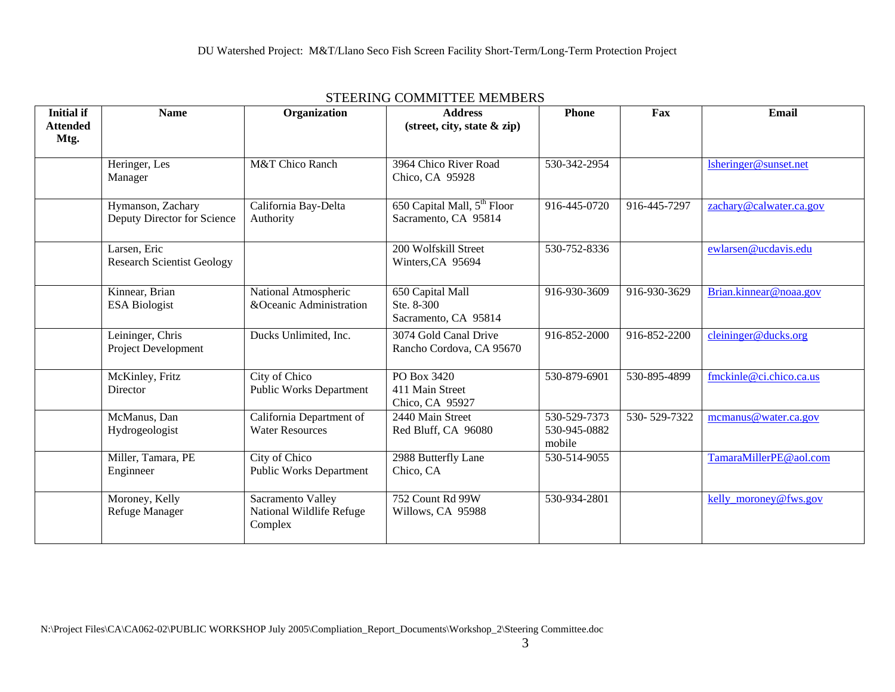DU Watershed Project: M&T/Llano Seco Fish Screen Facility Short-Term/Long-Term Protection Project

## STEERING COMMITTEE MEMBERS

| Initial if Attended Mtg. | Name | Organization | Address (street, city, state & zip) | Phone | Fax | Email |
|---|---|---|---|---|---|---|
| | Heringer, Les<br>Manager | M&T Chico Ranch | 3964 Chico River Road<br>Chico, CA 95928 | 530-342-2954 | | lsheringer@sunset.net |
| | Hymanson, Zachary<br>Deputy Director for Science | California Bay-Delta Authority | 650 Capital Mall, 5th Floor<br>Sacramento, CA 95814 | 916-445-0720 | 916-445-7297 | zachary@calwater.ca.gov |
| | Larsen, Eric<br>Research Scientist Geology | | 200 Wolfskill Street<br>Winters,CA 95694 | 530-752-8336 | | ewlarsen@ucdavis.edu |
| | Kinnear, Brian<br>ESA Biologist | National Atmospheric &Oceanic Administration | 650 Capital Mall<br>Ste. 8-300<br>Sacramento, CA 95814 | 916-930-3609 | 916-930-3629 | Brian.kinnear@noaa.gov |
| | Leininger, Chris<br>Project Development | Ducks Unlimited, Inc. | 3074 Gold Canal Drive<br>Rancho Cordova, CA 95670 | 916-852-2000 | 916-852-2200 | cleininger@ducks.org |
| | McKinley, Fritz<br>Director | City of Chico<br>Public Works Department | PO Box 3420<br>411 Main Street<br>Chico, CA 95927 | 530-879-6901 | 530-895-4899 | fmckinle@ci.chico.ca.us |
| | McManus, Dan<br>Hydrogeologist | California Department of Water Resources | 2440 Main Street<br>Red Bluff, CA 96080 | 530-529-7373<br>530-945-0882 mobile | 530- 529-7322 | mcmanus@water.ca.gov |
| | Miller, Tamara, PE<br>Enginneer | City of Chico<br>Public Works Department | 2988 Butterfly Lane<br>Chico, CA | 530-514-9055 | | TamaraMillerPE@aol.com |
| | Moroney, Kelly<br>Refuge Manager | Sacramento Valley National Wildlife Refuge Complex | 752 Count Rd 99W<br>Willows, CA 95988 | 530-934-2801 | | kelly_moroney@fws.gov |

N:\Project Files\CA\CA062-02\PUBLIC WORKSHOP July 2005\Compliation_Report_Documents\Workshop_2\Steering Committee.doc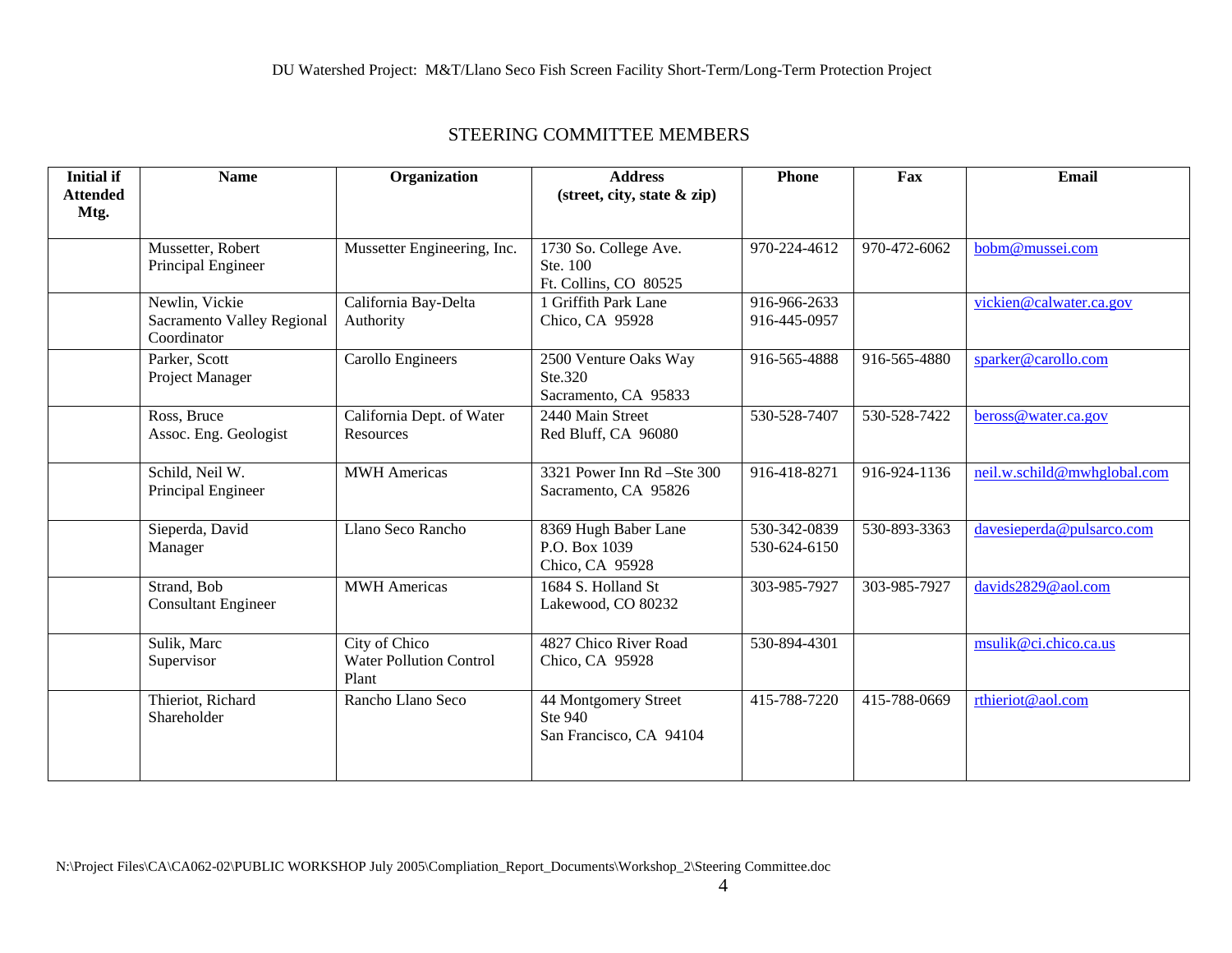DU Watershed Project: M&T/Llano Seco Fish Screen Facility Short-Term/Long-Term Protection Project

## STEERING COMMITTEE MEMBERS

| Initial if Attended Mtg. | Name | Organization | Address (street, city, state & zip) | Phone | Fax | Email |
|---|---|---|---|---|---|---|
| | Mussetter, Robert<br>Principal Engineer | Mussetter Engineering, Inc. | 1730 So. College Ave.<br>Ste. 100<br>Ft. Collins, CO 80525 | 970-224-4612 | 970-472-6062 | bobm@mussei.com |
| | Newlin, Vickie<br>Sacramento Valley Regional Coordinator | California Bay-Delta Authority | 1 Griffith Park Lane<br>Chico, CA 95928 | 916-966-2633<br>916-445-0957 | | vickien@calwater.ca.gov |
| | Parker, Scott<br>Project Manager | Carollo Engineers | 2500 Venture Oaks Way<br>Ste.320<br>Sacramento, CA 95833 | 916-565-4888 | 916-565-4880 | sparker@carollo.com |
| | Ross, Bruce<br>Assoc. Eng. Geologist | California Dept. of Water Resources | 2440 Main Street<br>Red Bluff, CA 96080 | 530-528-7407 | 530-528-7422 | beross@water.ca.gov |
| | Schild, Neil W.<br>Principal Engineer | MWH Americas | 3321 Power Inn Rd –Ste 300<br>Sacramento, CA 95826 | 916-418-8271 | 916-924-1136 | neil.w.schild@mwhglobal.com |
| | Sieperda, David<br>Manager | Llano Seco Rancho | 8369 Hugh Baber Lane<br>P.O. Box 1039<br>Chico, CA 95928 | 530-342-0839<br>530-624-6150 | 530-893-3363 | davesieperda@pulsarco.com |
| | Strand, Bob<br>Consultant Engineer | MWH Americas | 1684 S. Holland St<br>Lakewood, CO 80232 | 303-985-7927 | 303-985-7927 | davids2829@aol.com |
| | Sulik, Marc<br>Supervisor | City of Chico<br>Water Pollution Control Plant | 4827 Chico River Road<br>Chico, CA 95928 | 530-894-4301 | | msulik@ci.chico.ca.us |
| | Thieriot, Richard<br>Shareholder | Rancho Llano Seco | 44 Montgomery Street<br>Ste 940<br>San Francisco, CA 94104 | 415-788-7220 | 415-788-0669 | rthieriot@aol.com |

N:\Project Files\CA\CA062-02\PUBLIC WORKSHOP July 2005\Compliation_Report_Documents\Workshop_2\Steering Committee.doc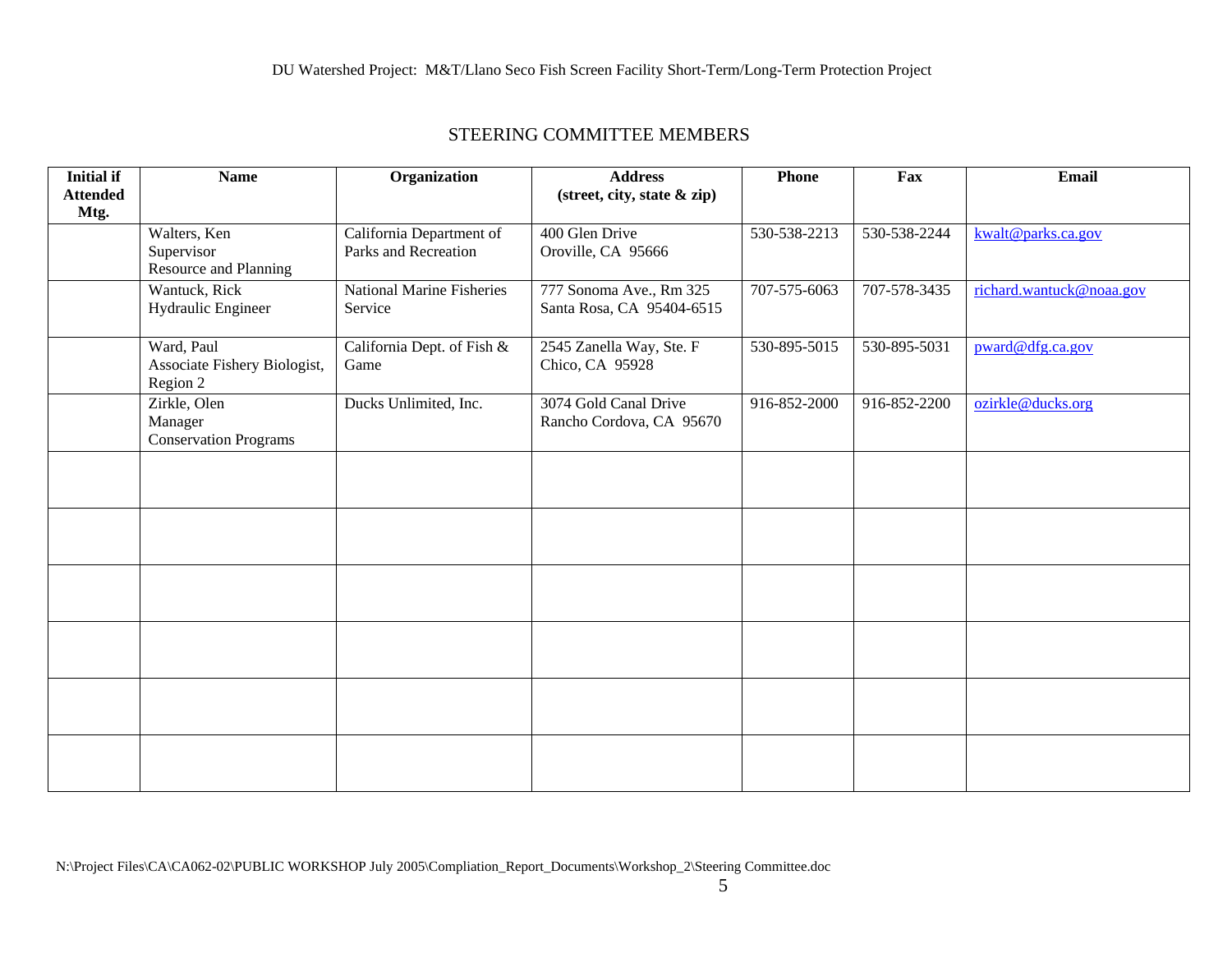## STEERING COMMITTEE MEMBERS

| Initial if Attended Mtg. | Name | Organization | Address (street, city, state & zip) | Phone | Fax | Email |
|---|---|---|---|---|---|---|
| | Walters, Ken<br>Supervisor<br>Resource and Planning | California Department of Parks and Recreation | 400 Glen Drive<br>Oroville, CA 95666 | 530-538-2213 | 530-538-2244 | kwalt@parks.ca.gov |
| | Wantuck, Rick<br>Hydraulic Engineer | National Marine Fisheries Service | 777 Sonoma Ave., Rm 325<br>Santa Rosa, CA 95404-6515 | 707-575-6063 | 707-578-3435 | richard.wantuck@noaa.gov |
| | Ward, Paul<br>Associate Fishery Biologist, Region 2 | California Dept. of Fish & Game | 2545 Zanella Way, Ste. F<br>Chico, CA 95928 | 530-895-5015 | 530-895-5031 | pward@dfg.ca.gov |
| | Zirkle, Olen<br>Manager<br>Conservation Programs | Ducks Unlimited, Inc. | 3074 Gold Canal Drive<br>Rancho Cordova, CA 95670 | 916-852-2000 | 916-852-2200 | ozirkle@ducks.org |
| | | | | | | |
| | | | | | | |
| | | | | | | |
| | | | | | | |
| | | | | | | |
| | | | | | | |

N:\Project Files\CA\CA062-02\PUBLIC WORKSHOP July 2005\Compliation_Report_Documents\Workshop_2\Steering Committee.doc